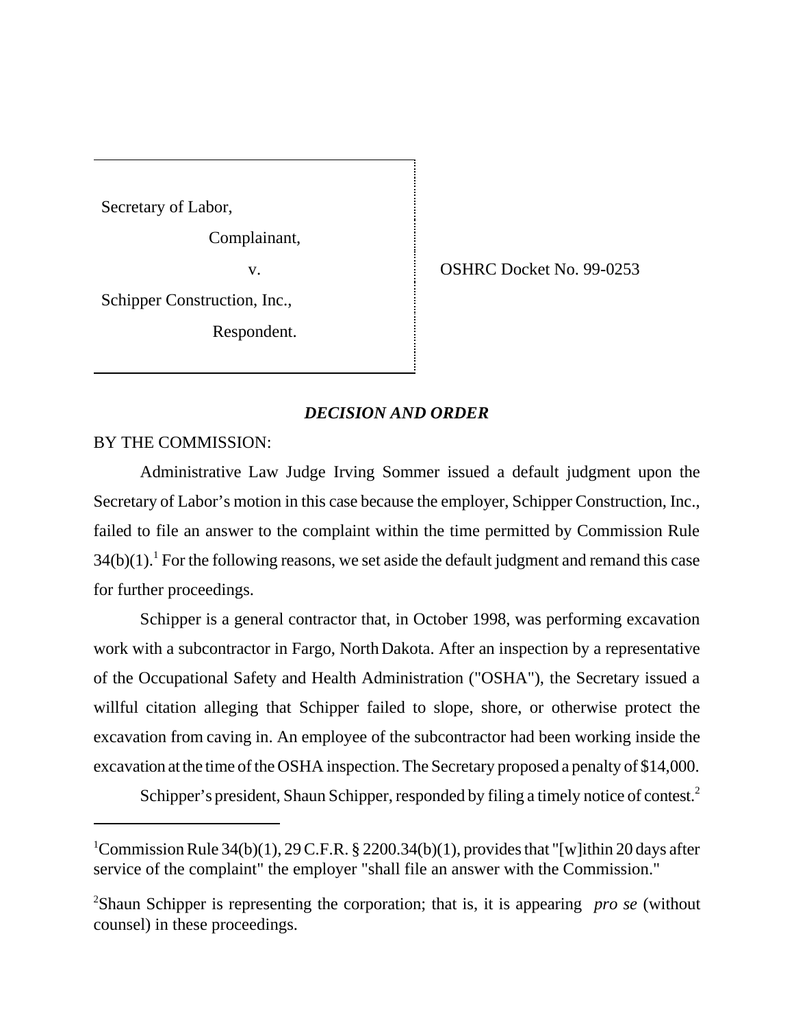Secretary of Labor,

Complainant,

v.

Schipper Construction, Inc.,

Respondent.

OSHRC Docket No. 99-0253

## *DECISION AND ORDER*

BY THE COMMISSION:

Administrative Law Judge Irving Sommer issued a default judgment upon the Secretary of Labor's motion in this case because the employer, Schipper Construction, Inc., failed to file an answer to the complaint within the time permitted by Commission Rule 34(b)(1).[1] For the following reasons, we set aside the default judgment and remand this case for further proceedings.

Schipper is a general contractor that, in October 1998, was performing excavation work with a subcontractor in Fargo, North Dakota. After an inspection by a representative of the Occupational Safety and Health Administration ("OSHA"), the Secretary issued a willful citation alleging that Schipper failed to slope, shore, or otherwise protect the excavation from caving in. An employee of the subcontractor had been working inside the excavation at the time of the OSHA inspection. The Secretary proposed a penalty of $14,000.

Schipper's president, Shaun Schipper, responded by filing a timely notice of contest.[2]

---

[1]Commission Rule 34(b)(1), 29 C.F.R. § 2200.34(b)(1), provides that "[w]ithin 20 days after service of the complaint" the employer "shall file an answer with the Commission."

[2]Shaun Schipper is representing the corporation; that is, it is appearing *pro se* (without counsel) in these proceedings.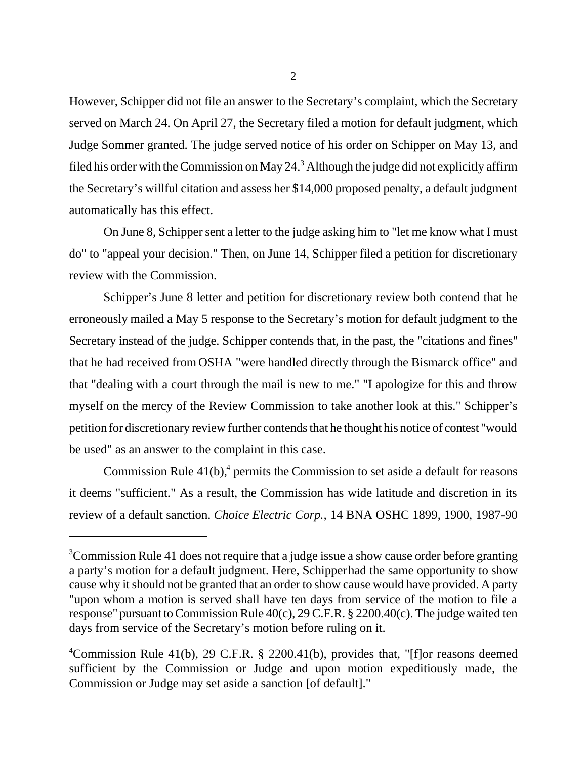However, Schipper did not file an answer to the Secretary's complaint, which the Secretary served on March 24. On April 27, the Secretary filed a motion for default judgment, which Judge Sommer granted. The judge served notice of his order on Schipper on May 13, and filed his order with the Commission on May 24.[3] Although the judge did not explicitly affirm the Secretary's willful citation and assess her $14,000 proposed penalty, a default judgment automatically has this effect.

On June 8, Schipper sent a letter to the judge asking him to "let me know what I must do" to "appeal your decision." Then, on June 14, Schipper filed a petition for discretionary review with the Commission.

Schipper's June 8 letter and petition for discretionary review both contend that he erroneously mailed a May 5 response to the Secretary's motion for default judgment to the Secretary instead of the judge. Schipper contends that, in the past, the "citations and fines" that he had received from OSHA "were handled directly through the Bismarck office" and that "dealing with a court through the mail is new to me." "I apologize for this and throw myself on the mercy of the Review Commission to take another look at this." Schipper's petition for discretionary review further contends that he thought his notice of contest "would be used" as an answer to the complaint in this case.

Commission Rule 41(b),[4] permits the Commission to set aside a default for reasons it deems "sufficient." As a result, the Commission has wide latitude and discretion in its review of a default sanction. *Choice Electric Corp.*, 14 BNA OSHC 1899, 1900, 1987-90

---

[3] Commission Rule 41 does not require that a judge issue a show cause order before granting a party's motion for a default judgment. Here, Schipper had the same opportunity to show cause why it should not be granted that an order to show cause would have provided. A party "upon whom a motion is served shall have ten days from service of the motion to file a response" pursuant to Commission Rule 40(c), 29 C.F.R. § 2200.40(c). The judge waited ten days from service of the Secretary's motion before ruling on it.

[4] Commission Rule 41(b), 29 C.F.R. § 2200.41(b), provides that, "[f]or reasons deemed sufficient by the Commission or Judge and upon motion expeditiously made, the Commission or Judge may set aside a sanction [of default]."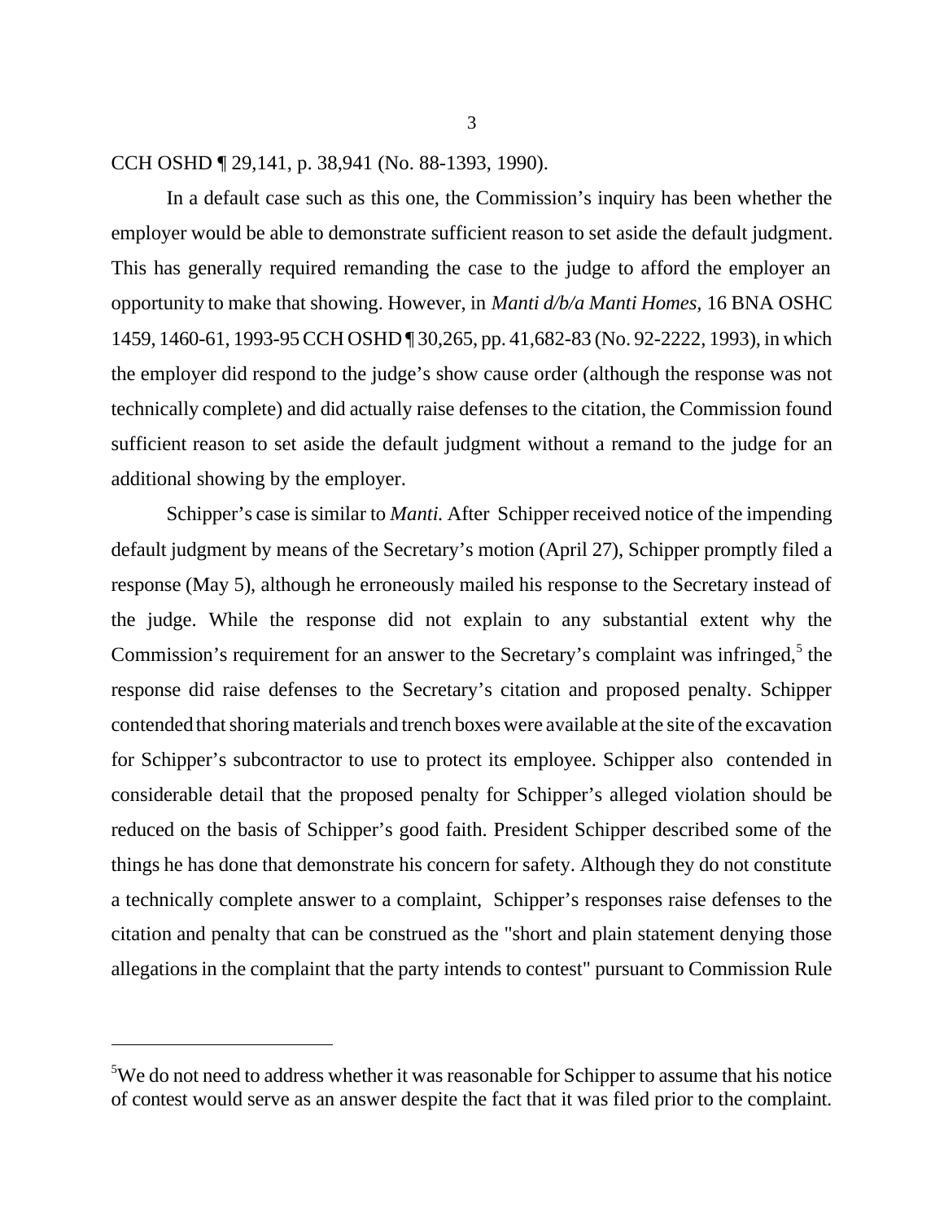CCH OSHD ¶ 29,141, p. 38,941 (No. 88-1393, 1990).

In a default case such as this one, the Commission's inquiry has been whether the employer would be able to demonstrate sufficient reason to set aside the default judgment. This has generally required remanding the case to the judge to afford the employer an opportunity to make that showing. However, in *Manti d/b/a Manti Homes,* 16 BNA OSHC 1459, 1460-61, 1993-95 CCH OSHD ¶ 30,265, pp. 41,682-83 (No. 92-2222, 1993), in which the employer did respond to the judge's show cause order (although the response was not technically complete) and did actually raise defenses to the citation, the Commission found sufficient reason to set aside the default judgment without a remand to the judge for an additional showing by the employer.

Schipper's case is similar to *Manti.* After Schipper received notice of the impending default judgment by means of the Secretary's motion (April 27), Schipper promptly filed a response (May 5), although he erroneously mailed his response to the Secretary instead of the judge. While the response did not explain to any substantial extent why the Commission's requirement for an answer to the Secretary's complaint was infringed,[5] the response did raise defenses to the Secretary's citation and proposed penalty. Schipper contended that shoring materials and trench boxes were available at the site of the excavation for Schipper's subcontractor to use to protect its employee. Schipper also contended in considerable detail that the proposed penalty for Schipper's alleged violation should be reduced on the basis of Schipper's good faith. President Schipper described some of the things he has done that demonstrate his concern for safety. Although they do not constitute a technically complete answer to a complaint, Schipper's responses raise defenses to the citation and penalty that can be construed as the "short and plain statement denying those allegations in the complaint that the party intends to contest" pursuant to Commission Rule

---

[5]We do not need to address whether it was reasonable for Schipper to assume that his notice of contest would serve as an answer despite the fact that it was filed prior to the complaint.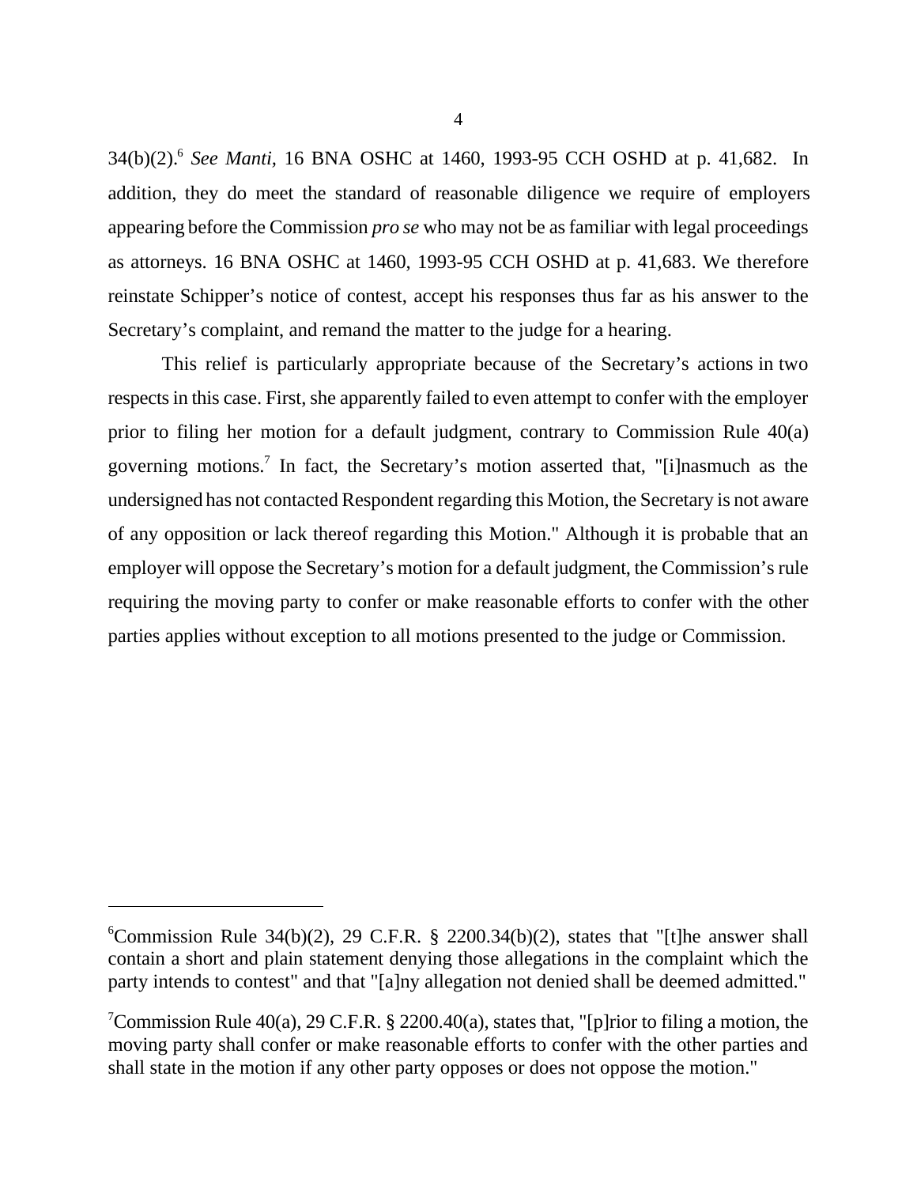34(b)(2).[6] *See Manti*, 16 BNA OSHC at 1460, 1993-95 CCH OSHD at p. 41,682. In addition, they do meet the standard of reasonable diligence we require of employers appearing before the Commission *pro se* who may not be as familiar with legal proceedings as attorneys. 16 BNA OSHC at 1460, 1993-95 CCH OSHD at p. 41,683. We therefore reinstate Schipper's notice of contest, accept his responses thus far as his answer to the Secretary's complaint, and remand the matter to the judge for a hearing.

This relief is particularly appropriate because of the Secretary's actions in two respects in this case. First, she apparently failed to even attempt to confer with the employer prior to filing her motion for a default judgment, contrary to Commission Rule 40(a) governing motions.[7] In fact, the Secretary's motion asserted that, "[i]nasmuch as the undersigned has not contacted Respondent regarding this Motion, the Secretary is not aware of any opposition or lack thereof regarding this Motion." Although it is probable that an employer will oppose the Secretary's motion for a default judgment, the Commission's rule requiring the moving party to confer or make reasonable efforts to confer with the other parties applies without exception to all motions presented to the judge or Commission.

---

[6] Commission Rule 34(b)(2), 29 C.F.R. § 2200.34(b)(2), states that "[t]he answer shall contain a short and plain statement denying those allegations in the complaint which the party intends to contest" and that "[a]ny allegation not denied shall be deemed admitted."

[7] Commission Rule 40(a), 29 C.F.R. § 2200.40(a), states that, "[p]rior to filing a motion, the moving party shall confer or make reasonable efforts to confer with the other parties and shall state in the motion if any other party opposes or does not oppose the motion."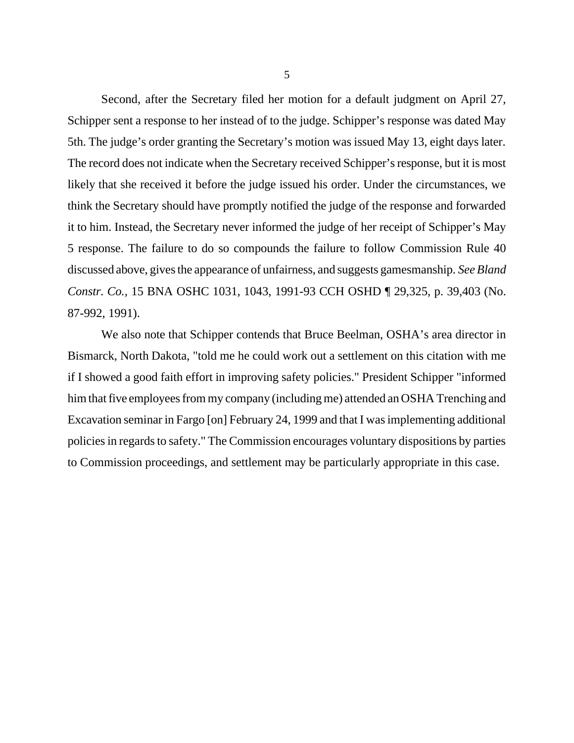Second, after the Secretary filed her motion for a default judgment on April 27, Schipper sent a response to her instead of to the judge. Schipper's response was dated May 5th. The judge's order granting the Secretary's motion was issued May 13, eight days later. The record does not indicate when the Secretary received Schipper's response, but it is most likely that she received it before the judge issued his order. Under the circumstances, we think the Secretary should have promptly notified the judge of the response and forwarded it to him. Instead, the Secretary never informed the judge of her receipt of Schipper's May 5 response. The failure to do so compounds the failure to follow Commission Rule 40 discussed above, gives the appearance of unfairness, and suggests gamesmanship. *See Bland Constr. Co.*, 15 BNA OSHC 1031, 1043, 1991-93 CCH OSHD ¶ 29,325, p. 39,403 (No. 87-992, 1991).

We also note that Schipper contends that Bruce Beelman, OSHA's area director in Bismarck, North Dakota, "told me he could work out a settlement on this citation with me if I showed a good faith effort in improving safety policies." President Schipper "informed him that five employees from my company (including me) attended an OSHA Trenching and Excavation seminar in Fargo [on] February 24, 1999 and that I was implementing additional policies in regards to safety." The Commission encourages voluntary dispositions by parties to Commission proceedings, and settlement may be particularly appropriate in this case.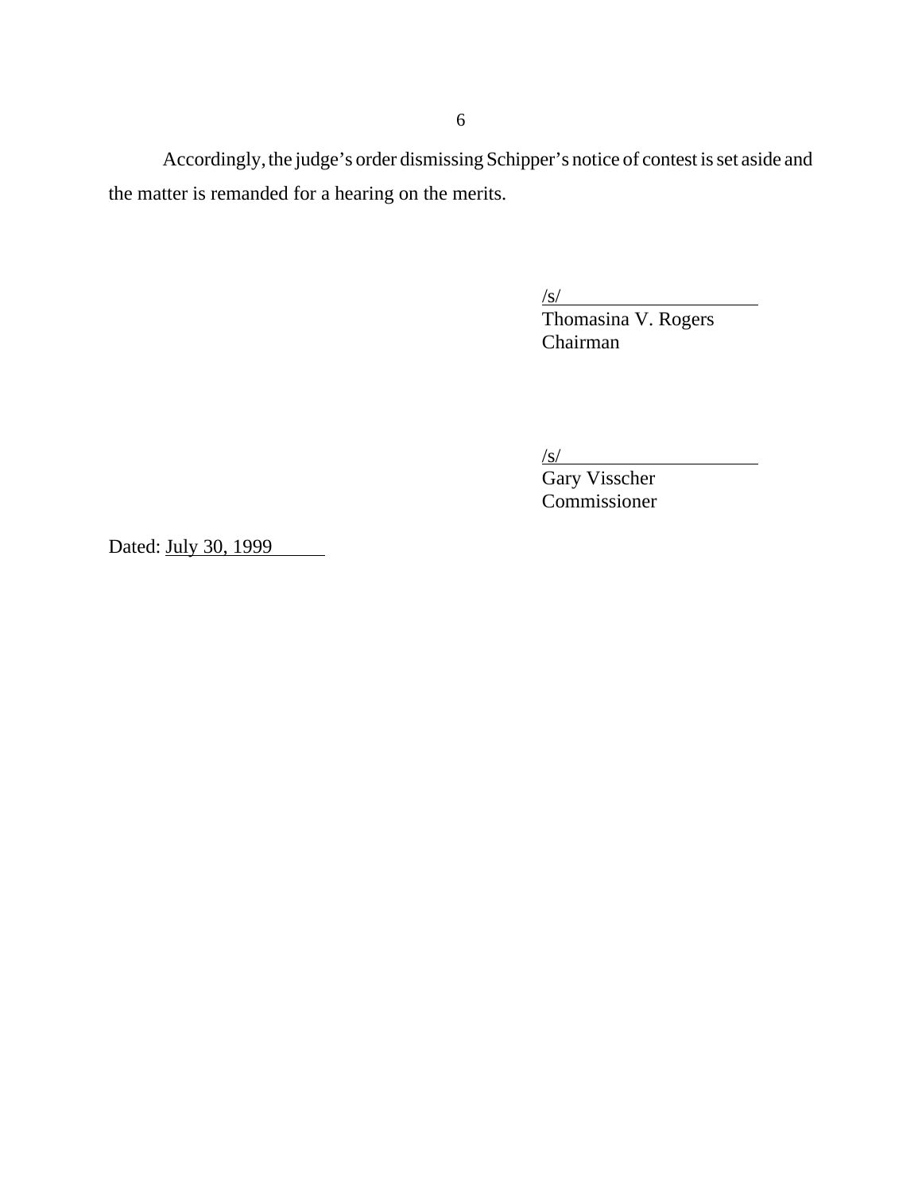Accordingly, the judge's order dismissing Schipper's notice of contest is set aside and the matter is remanded for a hearing on the merits.

/s/
Thomasina V. Rogers
Chairman

/s/
Gary Visscher
Commissioner

Dated: July 30, 1999